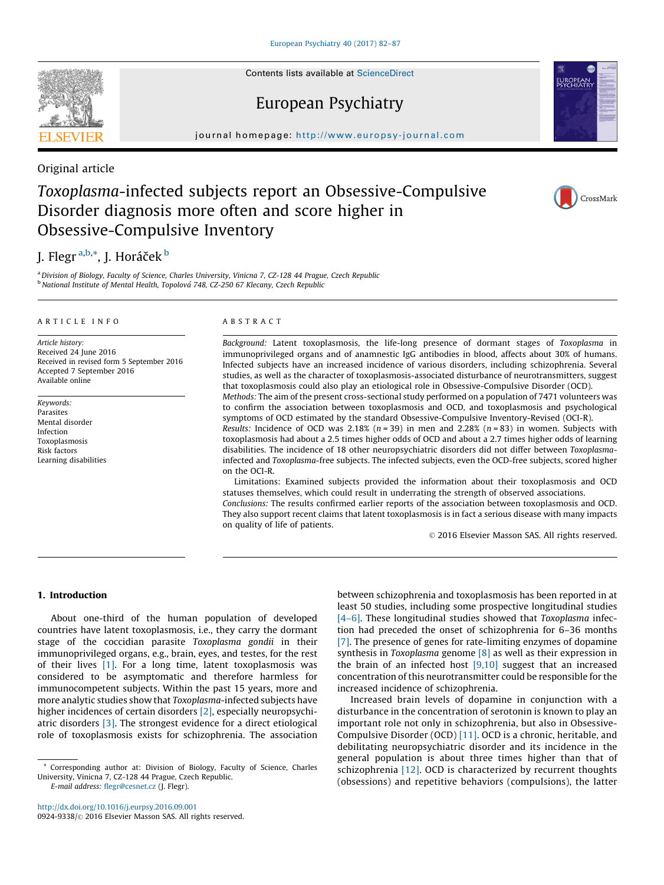Original article

# *Toxoplasma*-infected subjects report an Obsessive-Compulsive Disorder diagnosis more often and score higher in Obsessive-Compulsive Inventory

J. Flegr [a,b,*], J. Horáček [b]

[a] Division of Biology, Faculty of Science, Charles University, Vinicna 7, CZ-128 44 Prague, Czech Republic
[b] National Institute of Mental Health, Topolová 748, CZ-250 67 Klecany, Czech Republic

## ARTICLE INFO

*Article history:*
Received 24 June 2016
Received in revised form 5 September 2016
Accepted 7 September 2016
Available online

*Keywords:*
Parasites
Mental disorder
Infection
Toxoplasmosis
Risk factors
Learning disabilities

## ABSTRACT

*Background:* Latent toxoplasmosis, the life-long presence of dormant stages of *Toxoplasma* in immunoprivileged organs and of anamnestic IgG antibodies in blood, affects about 30% of humans. Infected subjects have an increased incidence of various disorders, including schizophrenia. Several studies, as well as the character of toxoplasmosis-associated disturbance of neurotransmitters, suggest that toxoplasmosis could also play an etiological role in Obsessive-Compulsive Disorder (OCD).

*Methods:* The aim of the present cross-sectional study performed on a population of 7471 volunteers was to confirm the association between toxoplasmosis and OCD, and toxoplasmosis and psychological symptoms of OCD estimated by the standard Obsessive-Compulsive Inventory-Revised (OCI-R).

*Results:* Incidence of OCD was 2.18% ($n = 39$) in men and 2.28% ($n = 83$) in women. Subjects with toxoplasmosis had about a 2.5 times higher odds of OCD and about a 2.7 times higher odds of learning disabilities. The incidence of 18 other neuropsychiatric disorders did not differ between *Toxoplasma*-infected and *Toxoplasma*-free subjects. The infected subjects, even the OCD-free subjects, scored higher on the OCI-R.

Limitations: Examined subjects provided the information about their toxoplasmosis and OCD statuses themselves, which could result in underrating the strength of observed associations.

*Conclusions:* The results confirmed earlier reports of the association between toxoplasmosis and OCD. They also support recent claims that latent toxoplasmosis is in fact a serious disease with many impacts on quality of life of patients.

© 2016 Elsevier Masson SAS. All rights reserved.

## 1. Introduction

About one-third of the human population of developed countries have latent toxoplasmosis, i.e., they carry the dormant stage of the coccidian parasite *Toxoplasma gondii* in their immunoprivileged organs, e.g., brain, eyes, and testes, for the rest of their lives [1]. For a long time, latent toxoplasmosis was considered to be asymptomatic and therefore harmless for immunocompetent subjects. Within the past 15 years, more and more analytic studies show that *Toxoplasma*-infected subjects have higher incidences of certain disorders [2], especially neuropsychiatric disorders [3]. The strongest evidence for a direct etiological role of toxoplasmosis exists for schizophrenia. The association between schizophrenia and toxoplasmosis has been reported in at least 50 studies, including some prospective longitudinal studies [4–6]. These longitudinal studies showed that *Toxoplasma* infection had preceded the onset of schizophrenia for 6–36 months [7]. The presence of genes for rate-limiting enzymes of dopamine synthesis in *Toxoplasma* genome [8] as well as their expression in the brain of an infected host [9,10] suggest that an increased concentration of this neurotransmitter could be responsible for the increased incidence of schizophrenia.

Increased brain levels of dopamine in conjunction with a disturbance in the concentration of serotonin is known to play an important role not only in schizophrenia, but also in Obsessive-Compulsive Disorder (OCD) [11]. OCD is a chronic, heritable, and debilitating neuropsychiatric disorder and its incidence in the general population is about three times higher than that of schizophrenia [12]. OCD is characterized by recurrent thoughts (obsessions) and repetitive behaviors (compulsions), the latter

\* Corresponding author at: Division of Biology, Faculty of Science, Charles University, Vinicna 7, CZ-128 44 Prague, Czech Republic.
E-mail address: flegr@cesnet.cz (J. Flegr).

http://dx.doi.org/10.1016/j.eurpsy.2016.09.001
0924-9338/© 2016 Elsevier Masson SAS. All rights reserved.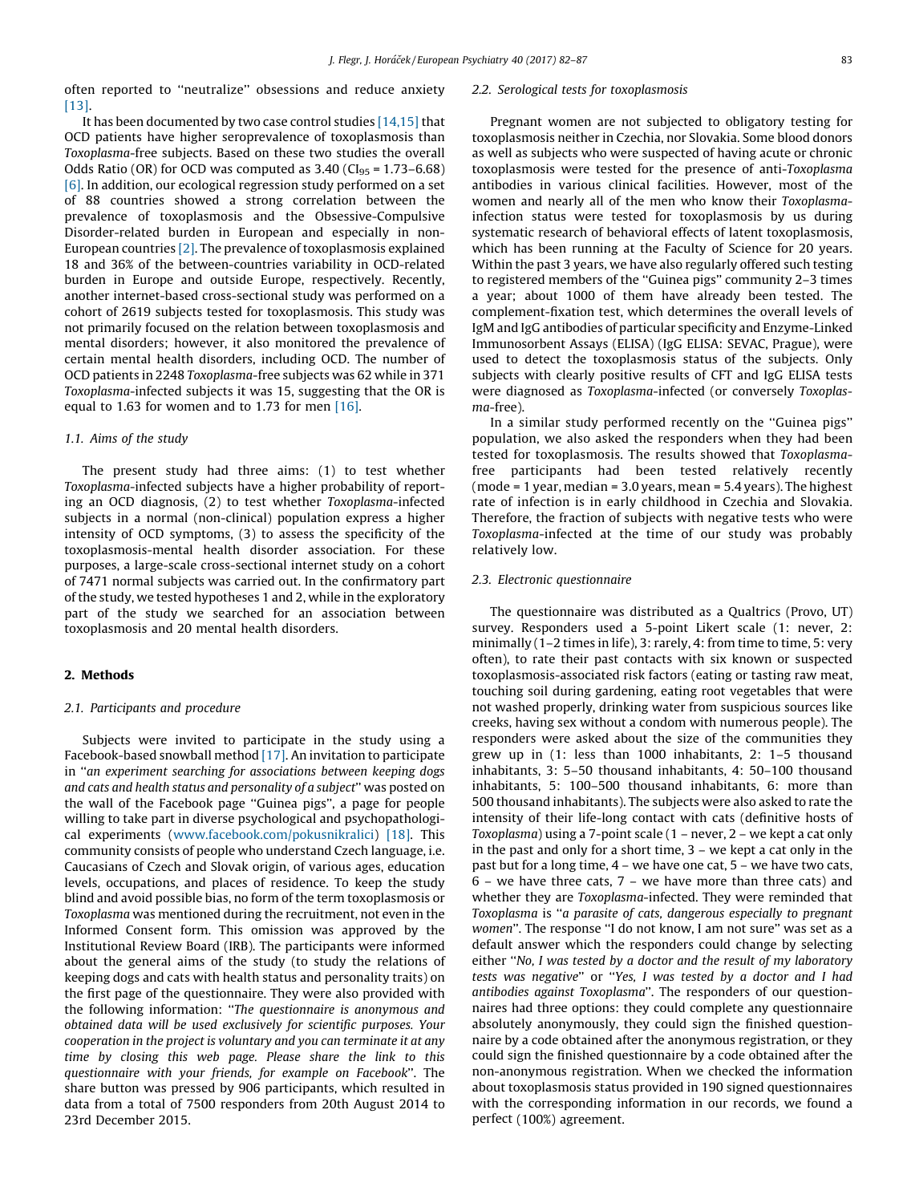often reported to ''neutralize'' obsessions and reduce anxiety [13].

It has been documented by two case control studies [14,15] that OCD patients have higher seroprevalence of toxoplasmosis than *Toxoplasma*-free subjects. Based on these two studies the overall Odds Ratio (OR) for OCD was computed as 3.40 ($CI_{95}$ = 1.73–6.68) [6]. In addition, our ecological regression study performed on a set of 88 countries showed a strong correlation between the prevalence of toxoplasmosis and the Obsessive-Compulsive Disorder-related burden in European and especially in non-European countries [2]. The prevalence of toxoplasmosis explained 18 and 36% of the between-countries variability in OCD-related burden in Europe and outside Europe, respectively. Recently, another internet-based cross-sectional study was performed on a cohort of 2619 subjects tested for toxoplasmosis. This study was not primarily focused on the relation between toxoplasmosis and mental disorders; however, it also monitored the prevalence of certain mental health disorders, including OCD. The number of OCD patients in 2248 *Toxoplasma*-free subjects was 62 while in 371 *Toxoplasma*-infected subjects it was 15, suggesting that the OR is equal to 1.63 for women and to 1.73 for men [16].

### 1.1. Aims of the study

The present study had three aims: (1) to test whether *Toxoplasma*-infected subjects have a higher probability of reporting an OCD diagnosis, (2) to test whether *Toxoplasma*-infected subjects in a normal (non-clinical) population express a higher intensity of OCD symptoms, (3) to assess the specificity of the toxoplasmosis-mental health disorder association. For these purposes, a large-scale cross-sectional internet study on a cohort of 7471 normal subjects was carried out. In the confirmatory part of the study, we tested hypotheses 1 and 2, while in the exploratory part of the study we searched for an association between toxoplasmosis and 20 mental health disorders.

## 2. Methods

### 2.1. Participants and procedure

Subjects were invited to participate in the study using a Facebook-based snowball method [17]. An invitation to participate in ''*an experiment searching for associations between keeping dogs and cats and health status and personality of a subject*'' was posted on the wall of the Facebook page ''Guinea pigs'', a page for people willing to take part in diverse psychological and psychopathological experiments (www.facebook.com/pokusnikralici) [18]. This community consists of people who understand Czech language, i.e. Caucasians of Czech and Slovak origin, of various ages, education levels, occupations, and places of residence. To keep the study blind and avoid possible bias, no form of the term toxoplasmosis or *Toxoplasma* was mentioned during the recruitment, not even in the Informed Consent form. This omission was approved by the Institutional Review Board (IRB). The participants were informed about the general aims of the study (to study the relations of keeping dogs and cats with health status and personality traits) on the first page of the questionnaire. They were also provided with the following information: ''*The questionnaire is anonymous and obtained data will be used exclusively for scientific purposes. Your cooperation in the project is voluntary and you can terminate it at any time by closing this web page. Please share the link to this questionnaire with your friends, for example on Facebook*''. The share button was pressed by 906 participants, which resulted in data from a total of 7500 responders from 20th August 2014 to 23rd December 2015.

### 2.2. Serological tests for toxoplasmosis

Pregnant women are not subjected to obligatory testing for toxoplasmosis neither in Czechia, nor Slovakia. Some blood donors as well as subjects who were suspected of having acute or chronic toxoplasmosis were tested for the presence of anti-*Toxoplasma* antibodies in various clinical facilities. However, most of the women and nearly all of the men who know their *Toxoplasma*-infection status were tested for toxoplasmosis by us during systematic research of behavioral effects of latent toxoplasmosis, which has been running at the Faculty of Science for 20 years. Within the past 3 years, we have also regularly offered such testing to registered members of the ''Guinea pigs'' community 2–3 times a year; about 1000 of them have already been tested. The complement-fixation test, which determines the overall levels of IgM and IgG antibodies of particular specificity and Enzyme-Linked Immunosorbent Assays (ELISA) (IgG ELISA: SEVAC, Prague), were used to detect the toxoplasmosis status of the subjects. Only subjects with clearly positive results of CFT and IgG ELISA tests were diagnosed as *Toxoplasma*-infected (or conversely *Toxoplasma*-free).

In a similar study performed recently on the ''Guinea pigs'' population, we also asked the responders when they had been tested for toxoplasmosis. The results showed that *Toxoplasma*-free participants had been tested relatively recently (mode = 1 year, median = 3.0 years, mean = 5.4 years). The highest rate of infection is in early childhood in Czechia and Slovakia. Therefore, the fraction of subjects with negative tests who were *Toxoplasma*-infected at the time of our study was probably relatively low.

### 2.3. Electronic questionnaire

The questionnaire was distributed as a Qualtrics (Provo, UT) survey. Responders used a 5-point Likert scale (1: never, 2: minimally (1–2 times in life), 3: rarely, 4: from time to time, 5: very often), to rate their past contacts with six known or suspected toxoplasmosis-associated risk factors (eating or tasting raw meat, touching soil during gardening, eating root vegetables that were not washed properly, drinking water from suspicious sources like creeks, having sex without a condom with numerous people). The responders were asked about the size of the communities they grew up in (1: less than 1000 inhabitants, 2: 1–5 thousand inhabitants, 3: 5–50 thousand inhabitants, 4: 50–100 thousand inhabitants, 5: 100–500 thousand inhabitants, 6: more than 500 thousand inhabitants). The subjects were also asked to rate the intensity of their life-long contact with cats (definitive hosts of *Toxoplasma*) using a 7-point scale (1 – never, 2 – we kept a cat only in the past and only for a short time, 3 – we kept a cat only in the past but for a long time, 4 – we have one cat, 5 – we have two cats, 6 – we have three cats, 7 – we have more than three cats) and whether they are *Toxoplasma*-infected. They were reminded that *Toxoplasma* is ''*a parasite of cats, dangerous especially to pregnant women*''. The response ''I do not know, I am not sure'' was set as a default answer which the responders could change by selecting either ''*No, I was tested by a doctor and the result of my laboratory tests was negative*'' or ''*Yes, I was tested by a doctor and I had antibodies against Toxoplasma*''. The responders of our questionnaires had three options: they could complete any questionnaire absolutely anonymously, they could sign the finished questionnaire by a code obtained after the anonymous registration, or they could sign the finished questionnaire by a code obtained after the non-anonymous registration. When we checked the information about toxoplasmosis status provided in 190 signed questionnaires with the corresponding information in our records, we found a perfect (100%) agreement.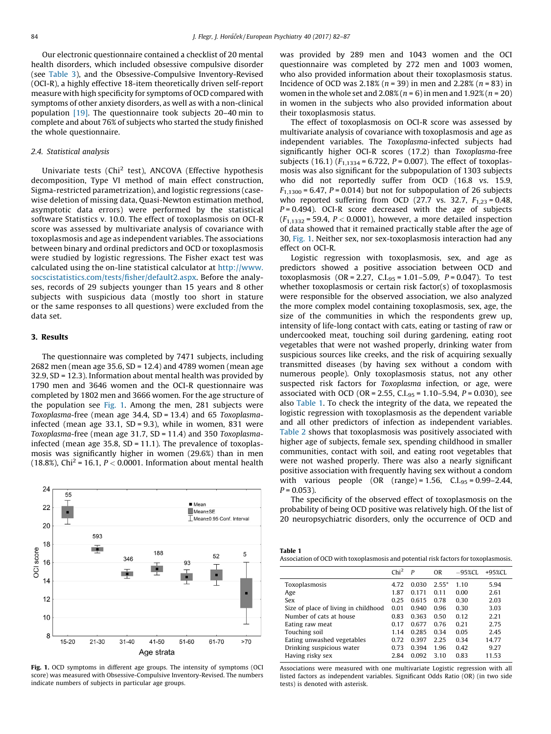Our electronic questionnaire contained a checklist of 20 mental health disorders, which included obsessive compulsive disorder (see Table 3), and the Obsessive-Compulsive Inventory-Revised (OCI-R), a highly effective 18-item theoretically driven self-report measure with high specificity for symptoms of OCD compared with symptoms of other anxiety disorders, as well as with a non-clinical population [19]. The questionnaire took subjects 20–40 min to complete and about 76% of subjects who started the study finished the whole questionnaire.

### 2.4. Statistical analysis

Univariate tests ($Chi^2$ test), ANCOVA (Effective hypothesis decomposition, Type VI method of main effect construction, Sigma-restricted parametrization), and logistic regressions (casewise deletion of missing data, Quasi-Newton estimation method, asymptotic data errors) were performed by the statistical software Statistics v. 10.0. The effect of toxoplasmosis on OCI-R score was assessed by multivariate analysis of covariance with toxoplasmosis and age as independent variables. The associations between binary and ordinal predictors and OCD or toxoplasmosis were studied by logistic regressions. The Fisher exact test was calculated using the on-line statistical calculator at http://www.socscistatistics.com/tests/fisher/default2.aspx. Before the analyses, records of 29 subjects younger than 15 years and 8 other subjects with suspicious data (mostly too short in stature or the same responses to all questions) were excluded from the data set.

## 3. Results

The questionnaire was completed by 7471 subjects, including 2682 men (mean age 35.6, SD = 12.4) and 4789 women (mean age 32.9, SD = 12.3). Information about mental health was provided by 1790 men and 3646 women and the OCI-R questionnaire was completed by 1802 men and 3666 women. For the age structure of the population see Fig. 1. Among the men, 281 subjects were *Toxoplasma*-free (mean age 34.4, SD = 13.4) and 65 *Toxoplasma*-infected (mean age 33.1, SD = 9.3), while in women, 831 were *Toxoplasma*-free (mean age 31.7, SD = 11.4) and 350 *Toxoplasma*-infected (mean age 35.8, SD = 11.1). The prevalence of toxoplasmosis was significantly higher in women (29.6%) than in men (18.8%), $Chi^2 = 16.1$, $P < 0.0001$. Information about mental health was provided by 289 men and 1043 women and the OCI questionnaire was completed by 272 men and 1003 women, who also provided information about their toxoplasmosis status. Incidence of OCD was 2.18% ($n = 39$) in men and 2.28% ($n = 83$) in women in the whole set and 2.08% ($n = 6$) in men and 1.92% ($n = 20$) in women in the subjects who also provided information about their toxoplasmosis status.

The effect of toxoplasmosis on OCI-R score was assessed by multivariate analysis of covariance with toxoplasmosis and age as independent variables. The *Toxoplasma*-infected subjects had significantly higher OCI-R scores (17.2) than *Toxoplasma*-free subjects (16.1) ($F_{1,1334} = 6.722$, $P = 0.007$). The effect of toxoplasmosis was also significant for the subpopulation of 1303 subjects who did not reportedly suffer from OCD (16.8 vs. 15.9, $F_{1,1300} = 6.47$, $P = 0.014$) but not for subpopulation of 26 subjects who reported suffering from OCD (27.7 vs. 32.7, $F_{1,23} = 0.48$, $P = 0.494$). OCI-R score decreased with the age of subjects ($F_{1,1332} = 59.4$, $P < 0.0001$), however, a more detailed inspection of data showed that it remained practically stable after the age of 30, Fig. 1. Neither sex, nor sex-toxoplasmosis interaction had any effect on OCI-R.

Fig. 1. OCD symptoms in different age groups. The intensity of symptoms (OCI score) was measured with Obsessive-Compulsive Inventory-Revised. The numbers indicate numbers of subjects in particular age groups.

Logistic regression with toxoplasmosis, sex, and age as predictors showed a positive association between OCD and toxoplasmosis (OR = 2.27, $C.I._{95} = 1.01–5.09$, $P = 0.047$). To test whether toxoplasmosis or certain risk factor(s) of toxoplasmosis were responsible for the observed association, we also analyzed the more complex model containing toxoplasmosis, sex, age, the size of the communities in which the respondents grew up, intensity of life-long contact with cats, eating or tasting of raw or undercooked meat, touching soil during gardening, eating root vegetables that were not washed properly, drinking water from suspicious sources like creeks, and the risk of acquiring sexually transmitted diseases (by having sex without a condom with numerous people). Only toxoplasmosis status, not any other suspected risk factors for *Toxoplasma* infection, or age, were associated with OCD (OR = 2.55, $C.I._{95} = 1.10–5.94$, $P = 0.030$), see also Table 1. To check the integrity of the data, we repeated the logistic regression with toxoplasmosis as the dependent variable and all other predictors of infection as independent variables. Table 2 shows that toxoplasmosis was positively associated with higher age of subjects, female sex, spending childhood in smaller communities, contact with soil, and eating root vegetables that were not washed properly. There was also a nearly significant positive association with frequently having sex without a condom with various people (OR (range) = 1.56, $C.I._{95} = 0.99–2.44$, $P = 0.053$).

The specificity of the observed effect of toxoplasmosis on the probability of being OCD positive was relatively high. Of the list of 20 neuropsychiatric disorders, only the occurrence of OCD and

**Table 1**
Association of OCD with toxoplasmosis and potential risk factors for toxoplasmosis.

| | $Chi^2$ | $P$ | OR | −95%CL | +95%CL |
|---|---|---|---|---|---|
| Toxoplasmosis | 4.72 | 0.030 | 2.55* | 1.10 | 5.94 |
| Age | 1.87 | 0.171 | 0.11 | 0.00 | 2.61 |
| Sex | 0.25 | 0.615 | 0.78 | 0.30 | 2.03 |
| Size of place of living in childhood | 0.01 | 0.940 | 0.96 | 0.30 | 3.03 |
| Number of cats at house | 0.83 | 0.363 | 0.50 | 0.12 | 2.21 |
| Eating raw meat | 0.17 | 0.677 | 0.76 | 0.21 | 2.75 |
| Touching soil | 1.14 | 0.285 | 0.34 | 0.05 | 2.45 |
| Eating unwashed vegetables | 0.72 | 0.397 | 2.25 | 0.34 | 14.77 |
| Drinking suspicious water | 0.73 | 0.394 | 1.96 | 0.42 | 9.27 |
| Having risky sex | 2.84 | 0.092 | 3.10 | 0.83 | 11.53 |

Associations were measured with one multivariate Logistic regression with all listed factors as independent variables. Significant Odds Ratio (OR) (in two side tests) is denoted with asterisk.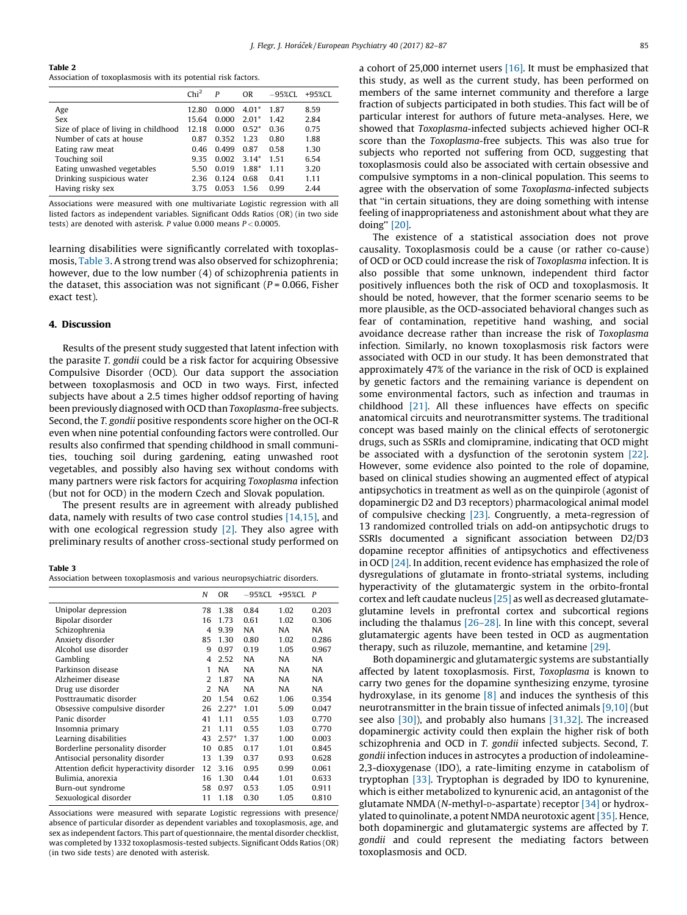**Table 2**
Association of toxoplasmosis with its potential risk factors.

| | Chi$^2$ | P | OR | −95%CL | +95%CL |
|---|---|---|---|---|---|
| Age | 12.80 | 0.000 | 4.01* | 1.87 | 8.59 |
| Sex | 15.64 | 0.000 | 2.01* | 1.42 | 2.84 |
| Size of place of living in childhood | 12.18 | 0.000 | 0.52* | 0.36 | 0.75 |
| Number of cats at house | 0.87 | 0.352 | 1.23 | 0.80 | 1.88 |
| Eating raw meat | 0.46 | 0.499 | 0.87 | 0.58 | 1.30 |
| Touching soil | 9.35 | 0.002 | 3.14* | 1.51 | 6.54 |
| Eating unwashed vegetables | 5.50 | 0.019 | 1.88* | 1.11 | 3.20 |
| Drinking suspicious water | 2.36 | 0.124 | 0.68 | 0.41 | 1.11 |
| Having risky sex | 3.75 | 0.053 | 1.56 | 0.99 | 2.44 |

Associations were measured with one multivariate Logistic regression with all listed factors as independent variables. Significant Odds Ratios (OR) (in two side tests) are denoted with asterisk. P value 0.000 means $P < 0.0005$.

learning disabilities were significantly correlated with toxoplasmosis, Table 3. A strong trend was also observed for schizophrenia; however, due to the low number (4) of schizophrenia patients in the dataset, this association was not significant ($P = 0.066$, Fisher exact test).

## 4. Discussion

Results of the present study suggested that latent infection with the parasite *T. gondii* could be a risk factor for acquiring Obsessive Compulsive Disorder (OCD). Our data support the association between toxoplasmosis and OCD in two ways. First, infected subjects have about a 2.5 times higher oddsof reporting of having been previously diagnosed with OCD than *Toxoplasma*-free subjects. Second, the *T. gondii* positive respondents score higher on the OCI-R even when nine potential confounding factors were controlled. Our results also confirmed that spending childhood in small communities, touching soil during gardening, eating unwashed root vegetables, and possibly also having sex without condoms with many partners were risk factors for acquiring *Toxoplasma* infection (but not for OCD) in the modern Czech and Slovak population.

The present results are in agreement with already published data, namely with results of two case control studies [14,15], and with one ecological regression study [2]. They also agree with preliminary results of another cross-sectional study performed on a cohort of 25,000 internet users [16]. It must be emphasized that this study, as well as the current study, has been performed on members of the same internet community and therefore a large fraction of subjects participated in both studies. This fact will be of particular interest for authors of future meta-analyses. Here, we showed that *Toxoplasma*-infected subjects achieved higher OCI-R score than the *Toxoplasma*-free subjects. This was also true for subjects who reported not suffering from OCD, suggesting that toxoplasmosis could also be associated with certain obsessive and compulsive symptoms in a non-clinical population. This seems to agree with the observation of some *Toxoplasma*-infected subjects that "in certain situations, they are doing something with intense feeling of inappropriateness and astonishment about what they are doing" [20].

The existence of a statistical association does not prove causality. Toxoplasmosis could be a cause (or rather co-cause) of OCD or OCD could increase the risk of *Toxoplasma* infection. It is also possible that some unknown, independent third factor positively influences both the risk of OCD and toxoplasmosis. It should be noted, however, that the former scenario seems to be more plausible, as the OCD-associated behavioral changes such as fear of contamination, repetitive hand washing, and social avoidance decrease rather than increase the risk of *Toxoplasma* infection. Similarly, no known toxoplasmosis risk factors were associated with OCD in our study. It has been demonstrated that approximately 47% of the variance in the risk of OCD is explained by genetic factors and the remaining variance is dependent on some environmental factors, such as infection and traumas in childhood [21]. All these influences have effects on specific anatomical circuits and neurotransmitter systems. The traditional concept was based mainly on the clinical effects of serotonergic drugs, such as SSRIs and clomipramine, indicating that OCD might be associated with a dysfunction of the serotonin system [22]. However, some evidence also pointed to the role of dopamine, based on clinical studies showing an augmented effect of atypical antipsychotics in treatment as well as on the quinpirole (agonist of dopaminergic D2 and D3 receptors) pharmacological animal model of compulsive checking [23]. Congruently, a meta-regression of 13 randomized controlled trials on add-on antipsychotic drugs to SSRIs documented a significant association between D2/D3 dopamine receptor affinities of antipsychotics and effectiveness in OCD [24]. In addition, recent evidence has emphasized the role of dysregulations of glutamate in fronto-striatal systems, including hyperactivity of the glutamatergic system in the orbito-frontal cortex and left caudate nucleus [25] as well as decreased glutamate-glutamine levels in prefrontal cortex and subcortical regions including the thalamus [26–28]. In line with this concept, several glutamatergic agents have been tested in OCD as augmentation therapy, such as riluzole, memantine, and ketamine [29].

Both dopaminergic and glutamatergic systems are substantially affected by latent toxoplasmosis. First, *Toxoplasma* is known to carry two genes for the dopamine synthesizing enzyme, tyrosine hydroxylase, in its genome [8] and induces the synthesis of this neurotransmitter in the brain tissue of infected animals [9,10] (but see also [30]), and probably also humans [31,32]. The increased dopaminergic activity could then explain the higher risk of both schizophrenia and OCD in *T. gondii* infected subjects. Second, *T. gondii* infection induces in astrocytes a production of indoleamine-2,3-dioxygenase (IDO), a rate-limiting enzyme in catabolism of tryptophan [33]. Tryptophan is degraded by IDO to kynurenine, which is either metabolized to kynurenic acid, an antagonist of the glutamate NMDA (N-methyl-D-aspartate) receptor [34] or hydroxylated to quinolinate, a potent NMDA neurotoxic agent [35]. Hence, both dopaminergic and glutamatergic systems are affected by *T. gondii* and could represent the mediating factors between toxoplasmosis and OCD.

**Table 3**
Association between toxoplasmosis and various neuropsychiatric disorders.

| | N | OR | −95%CL | +95%CL | P |
|---|---|---|---|---|---|
| Unipolar depression | 78 | 1.38 | 0.84 | 1.02 | 0.203 |
| Bipolar disorder | 16 | 1.73 | 0.61 | 1.02 | 0.306 |
| Schizophrenia | 4 | 9.39 | NA | NA | NA |
| Anxiety disorder | 85 | 1.30 | 0.80 | 1.02 | 0.286 |
| Alcohol use disorder | 9 | 0.97 | 0.19 | 1.05 | 0.967 |
| Gambling | 4 | 2.52 | NA | NA | NA |
| Parkinson disease | 1 | NA | NA | NA | NA |
| Alzheimer disease | 2 | 1.87 | NA | NA | NA |
| Drug use disorder | 2 | NA | NA | NA | NA |
| Posttraumatic disorder | 20 | 1.54 | 0.62 | 1.06 | 0.354 |
| Obsessive compulsive disorder | 26 | 2.27* | 1.01 | 5.09 | 0.047 |
| Panic disorder | 41 | 1.11 | 0.55 | 1.03 | 0.770 |
| Insomnia primary | 21 | 1.11 | 0.55 | 1.03 | 0.770 |
| Learning disabilities | 43 | 2.57* | 1.37 | 1.00 | 0.003 |
| Borderline personality disorder | 10 | 0.85 | 0.17 | 1.01 | 0.845 |
| Antisocial personality disorder | 13 | 1.39 | 0.37 | 0.93 | 0.628 |
| Attention deficit hyperactivity disorder | 12 | 3.16 | 0.95 | 0.99 | 0.061 |
| Bulimia, anorexia | 16 | 1.30 | 0.44 | 1.01 | 0.633 |
| Burn-out syndrome | 58 | 0.97 | 0.53 | 1.05 | 0.911 |
| Sexuological disorder | 11 | 1.18 | 0.30 | 1.05 | 0.810 |

Associations were measured with separate Logistic regressions with presence/absence of particular disorder as dependent variables and toxoplasmosis, age, and sex as independent factors. This part of questionnaire, the mental disorder checklist, was completed by 1332 toxoplasmosis-tested subjects. Significant Odds Ratios (OR) (in two side tests) are denoted with asterisk.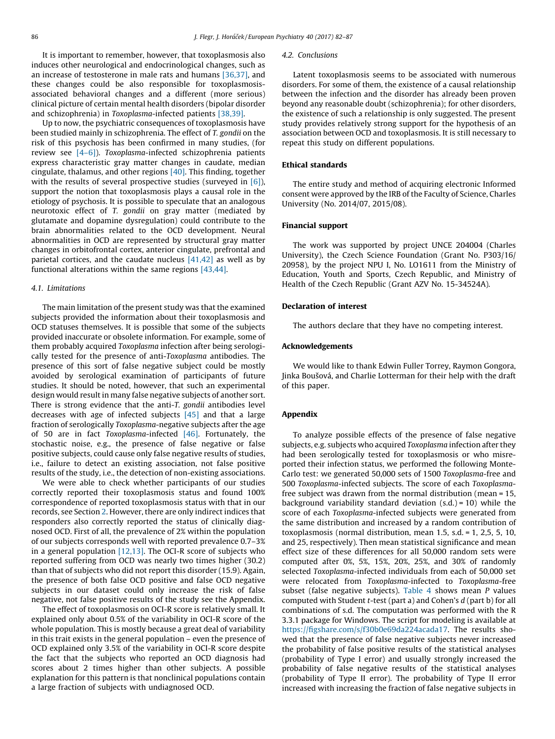It is important to remember, however, that toxoplasmosis also induces other neurological and endocrinological changes, such as an increase of testosterone in male rats and humans [36,37], and these changes could be also responsible for toxoplasmosis-associated behavioral changes and a different (more serious) clinical picture of certain mental health disorders (bipolar disorder and schizophrenia) in *Toxoplasma*-infected patients [38,39].

Up to now, the psychiatric consequences of toxoplasmosis have been studied mainly in schizophrenia. The effect of *T. gondii* on the risk of this psychosis has been confirmed in many studies, (for review see [4–6]). *Toxoplasma*-infected schizophrenia patients express characteristic gray matter changes in caudate, median cingulate, thalamus, and other regions [40]. This finding, together with the results of several prospective studies (surveyed in [6]), support the notion that toxoplasmosis plays a causal role in the etiology of psychosis. It is possible to speculate that an analogous neurotoxic effect of *T. gondii* on gray matter (mediated by glutamate and dopamine dysregulation) could contribute to the brain abnormalities related to the OCD development. Neural abnormalities in OCD are represented by structural gray matter changes in orbitofrontal cortex, anterior cingulate, prefrontal and parietal cortices, and the caudate nucleus [41,42] as well as by functional alterations within the same regions [43,44].

### 4.1. Limitations

The main limitation of the present study was that the examined subjects provided the information about their toxoplasmosis and OCD statuses themselves. It is possible that some of the subjects provided inaccurate or obsolete information. For example, some of them probably acquired *Toxoplasma* infection after being serologically tested for the presence of anti-*Toxoplasma* antibodies. The presence of this sort of false negative subject could be mostly avoided by serological examination of participants of future studies. It should be noted, however, that such an experimental design would result in many false negative subjects of another sort. There is strong evidence that the anti-*T. gondii* antibodies level decreases with age of infected subjects [45] and that a large fraction of serologically *Toxoplasma*-negative subjects after the age of 50 are in fact *Toxoplasma*-infected [46]. Fortunately, the stochastic noise, e.g., the presence of false negative or false positive subjects, could cause only false negative results of studies, i.e., failure to detect an existing association, not false positive results of the study, i.e., the detection of non-existing associations.

We were able to check whether participants of our studies correctly reported their toxoplasmosis status and found 100% correspondence of reported toxoplasmosis status with that in our records, see Section 2. However, there are only indirect indices that responders also correctly reported the status of clinically diagnosed OCD. First of all, the prevalence of 2% within the population of our subjects corresponds well with reported prevalence 0.7–3% in a general population [12,13]. The OCI-R score of subjects who reported suffering from OCD was nearly two times higher (30.2) than that of subjects who did not report this disorder (15.9). Again, the presence of both false OCD positive and false OCD negative subjects in our dataset could only increase the risk of false negative, not false positive results of the study see the Appendix.

The effect of toxoplasmosis on OCI-R score is relatively small. It explained only about 0.5% of the variability in OCI-R score of the whole population. This is mostly because a great deal of variability in this trait exists in the general population – even the presence of OCD explained only 3.5% of the variability in OCI-R score despite the fact that the subjects who reported an OCD diagnosis had scores about 2 times higher than other subjects. A possible explanation for this pattern is that nonclinical populations contain a large fraction of subjects with undiagnosed OCD.

### 4.2. Conclusions

Latent toxoplasmosis seems to be associated with numerous disorders. For some of them, the existence of a causal relationship between the infection and the disorder has already been proven beyond any reasonable doubt (schizophrenia); for other disorders, the existence of such a relationship is only suggested. The present study provides relatively strong support for the hypothesis of an association between OCD and toxoplasmosis. It is still necessary to repeat this study on different populations.

## Ethical standards

The entire study and method of acquiring electronic Informed consent were approved by the IRB of the Faculty of Science, Charles University (No. 2014/07, 2015/08).

## Financial support

The work was supported by project UNCE 204004 (Charles University), the Czech Science Foundation (Grant No. P303/16/20958), by the project NPU I, No. LO1611 from the Ministry of Education, Youth and Sports, Czech Republic, and Ministry of Health of the Czech Republic (Grant AZV No. 15-34524A).

## Declaration of interest

The authors declare that they have no competing interest.

## Acknowledgements

We would like to thank Edwin Fuller Torrey, Raymon Gongora, Jinka Boušová, and Charlie Lotterman for their help with the draft of this paper.

## Appendix

To analyze possible effects of the presence of false negative subjects, e.g. subjects who acquired *Toxoplasma* infection after they had been serologically tested for toxoplasmosis or who misreported their infection status, we performed the following Monte-Carlo test: we generated 50,000 sets of 1500 *Toxoplasma*-free and 500 *Toxoplasma*-infected subjects. The score of each *Toxoplasma*-free subject was drawn from the normal distribution (mean = 15, background variability standard deviation (s.d.) = 10) while the score of each *Toxoplasma*-infected subjects were generated from the same distribution and increased by a random contribution of toxoplasmosis (normal distribution, mean 1.5, s.d. = 1, 2,5, 5, 10, and 25, respectively). Then mean statistical significance and mean effect size of these differences for all 50,000 random sets were computed after 0%, 5%, 15%, 20%, 25%, and 30% of randomly selected *Toxoplasma*-infected individuals from each of 50,000 set were relocated from *Toxoplasma*-infected to *Toxoplasma*-free subset (false negative subjects). Table 4 shows mean *P* values computed with Student *t*-test (part a) and Cohen's *d* (part b) for all combinations of s.d. The computation was performed with the R 3.3.1 package for Windows. The script for modeling is available at https://figshare.com/s/f30b0e69da224acada17. The results showed that the presence of false negative subjects never increased the probability of false positive results of the statistical analyses (probability of Type I error) and usually strongly increased the probability of false negative results of the statistical analyses (probability of Type II error). The probability of Type II error increased with increasing the fraction of false negative subjects in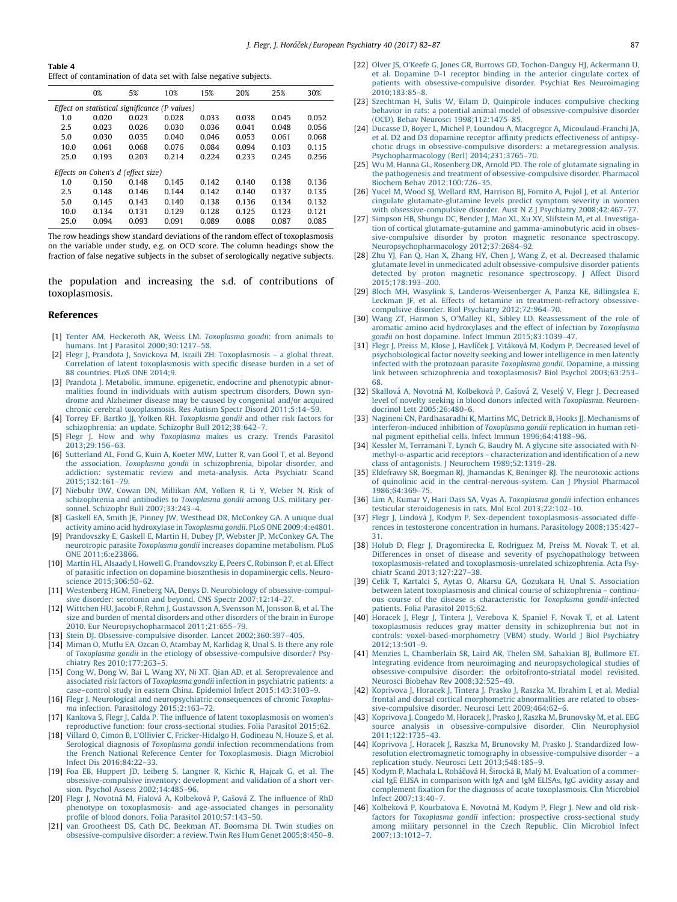**Table 4**
Effect of contamination of data set with false negative subjects.

| | 0% | 5% | 10% | 15% | 20% | 25% | 30% |
|---|---|---|---|---|---|---|---|
| *Effect on statistical significance (P values)* | | | | | | | |
| 1.0 | 0.020 | 0.023 | 0.028 | 0.033 | 0.038 | 0.045 | 0.052 |
| 2.5 | 0.023 | 0.026 | 0.030 | 0.036 | 0.041 | 0.048 | 0.056 |
| 5.0 | 0.030 | 0.035 | 0.040 | 0.046 | 0.053 | 0.061 | 0.068 |
| 10.0 | 0.061 | 0.068 | 0.076 | 0.084 | 0.094 | 0.103 | 0.115 |
| 25.0 | 0.193 | 0.203 | 0.214 | 0.224 | 0.233 | 0.245 | 0.256 |
| *Effects on Cohen's d (effect size)* | | | | | | | |
| 1.0 | 0.150 | 0.148 | 0.145 | 0.142 | 0.140 | 0.138 | 0.136 |
| 2.5 | 0.148 | 0.146 | 0.144 | 0.142 | 0.140 | 0.137 | 0.135 |
| 5.0 | 0.145 | 0.143 | 0.140 | 0.138 | 0.136 | 0.134 | 0.132 |
| 10.0 | 0.134 | 0.131 | 0.129 | 0.128 | 0.125 | 0.123 | 0.121 |
| 25.0 | 0.094 | 0.093 | 0.091 | 0.089 | 0.088 | 0.087 | 0.085 |

The row headings show standard deviations of the random effect of toxoplasmosis on the variable under study, e.g. on OCD score. The column headings show the fraction of false negative subjects in the subset of serologically negative subjects.

the population and increasing the s.d. of contributions of toxoplasmosis.

## References

[1] Tenter AM, Heckeroth AR, Weiss LM. *Toxoplasma gondii*: from animals to humans. Int J Parasitol 2000;30:1217–58.

[2] Flegr J, Prandota J, Sovickova M, Israili ZH. Toxoplasmosis – a global threat. Correlation of latent toxoplasmosis with specific disease burden in a set of 88 countries. PLoS ONE 2014;9.

[3] Prandota J. Metabolic, immune, epigenetic, endocrine and phenotypic abnormalities found in individuals with autism spectrum disorders, Down syndrome and Alzheimer disease may be caused by congenital and/or acquired chronic cerebral toxoplasmosis. Res Autism Spectr Disord 2011;5:14–59.

[4] Torrey EF, Bartko JJ, Yolken RH. *Toxoplasma gondii* and other risk factors for schizophrenia: an update. Schizophr Bull 2012;38:642–7.

[5] Flegr J. How and why *Toxoplasma* makes us crazy. Trends Parasitol 2013;29:156–63.

[6] Sutterland AL, Fond G, Kuin A, Koeter MW, Lutter R, van Gool T, et al. Beyond the association. *Toxoplasma gondii* in schizophrenia, bipolar disorder, and addiction: systematic review and meta-analysis. Acta Psychiatr Scand 2015;132:161–79.

[7] Niebuhr DW, Cowan DN, Millikan AM, Yolken R, Li Y, Weber N. Risk of schizophrenia and antibodies to *Toxoplasma gondii* among U.S. military personnel. Schizophr Bull 2007;33:243–4.

[8] Gaskell EA, Smith JE, Pinney JW, Westhead DR, McConkey GA. A unique dual activity amino acid hydroxylase in *Toxoplasma gondii*. PLoS ONE 2009;4:e4801.

[9] Prandovszky E, Gaskell E, Martin H, Dubey JP, Webster JP, McConkey GA. The neurotropic parasite *Toxoplasma gondii* increases dopamine metabolism. PLoS ONE 2011;6:e23866.

[10] Martin HL, Alsaady I, Howell G, Prandovszky E, Peers C, Robinson P, et al. Effect of parasitic infection on dopamine biosznthesis in dopaminergic cells. Neuroscience 2015;306:50–62.

[11] Westenberg HGM, Fineberg NA, Denys D. Neurobiology of obsessive-compulsive disorder: serotonin and beyond. CNS Spectr 2007;12:14–27.

[12] Wittchen HU, Jacobi F, Rehm J, Gustavsson A, Svensson M, Jonsson B, et al. The size and burden of mental disorders and other disorders of the brain in Europe 2010. Eur Neuropsychopharmacol 2011;21:655–79.

[13] Stein DJ. Obsessive-compulsive disorder. Lancet 2002;360:397–405.

[14] Miman O, Mutlu EA, Ozcan O, Atambay M, Karlidag R, Unal S. Is there any role of *Toxoplasma gondii* in the etiology of obsessive-compulsive disorder? Psychiatry Res 2010;177:263–5.

[15] Cong W, Dong W, Bai L, Wang XY, Ni XT, Qian AD, et al. Seroprevalence and associated risk factors of *Toxoplasma gondii* infection in psychiatric patients: a case–control study in eastern China. Epidemiol Infect 2015;143:3103–9.

[16] Flegr J. Neurological and neuropsychiatric consequences of chronic *Toxoplasma* infection. Parasitology 2015;2:163–72.

[17] Kankova S, Flegr J, Calda P. The influence of latent toxoplasmosis on women's reproductive function: four cross-sectional studies. Folia Parasitol 2015;62.

[18] Villard O, Cimon B, L'Ollivier C, Fricker-Hidalgo H, Godineau N, Houze S, et al. Serological diagnosis of *Toxoplasma gondii* infection recommendations from the French National Reference Center for Toxoplasmosis. Diagn Microbiol Infect Dis 2016;84:22–33.

[19] Foa EB, Huppert JD, Leiberg S, Langner R, Kichic R, Hajcak G, et al. The obsessive-compulsive inventory: development and validation of a short version. Psychol Assess 2002;14:485–96.

[20] Flegr J, Novotná M, Fialová A, Kolbeková P, Gašová Z. The influence of RhD phenotype on toxoplasmosis- and age-associated changes in personality profile of blood donors. Folia Parasitol 2010;57:143–50.

[21] van Grootheest DS, Cath DC, Beekman AT, Boomsma DI. Twin studies on obsessive-compulsive disorder: a review. Twin Res Hum Genet 2005;8:450–8.

[22] Olver JS, O'Keefe G, Jones GR, Burrows GD, Tochon-Danguy HJ, Ackermann U, et al. Dopamine D-1 receptor binding in the anterior cingulate cortex of patients with obsessive-compulsive disorder. Psychiat Res Neuroimaging 2010;183:85–8.

[23] Szechtman H, Sulis W, Eilam D. Quinpirole induces compulsive checking behavior in rats: a potential animal model of obsessive-compulsive disorder (OCD). Behav Neurosci 1998;112:1475–85.

[24] Ducasse D, Boyer L, Michel P, Loundou A, Macgregor A, Micoulaud-Franchi JA, et al. D2 and D3 dopamine receptor affinity predicts effectiveness of antipsychotic drugs in obsessive-compulsive disorders: a metaregression analysis. Psychopharmacology (Berl) 2014;231:3765–70.

[25] Wu M, Hanna GL, Rosenberg DR, Arnold PD. The role of glutamate signaling in the pathogenesis and treatment of obsessive-compulsive disorder. Pharmacol Biochem Behav 2012;100:726–35.

[26] Yucel M, Wood SJ, Wellard RM, Harrison BJ, Fornito A, Pujol J, et al. Anterior cingulate glutamate-glutamine levels predict symptom severity in women with obsessive-compulsive disorder. Aust N Z J Psychiatry 2008;42:467–77.

[27] Simpson HB, Shungu DC, Bender J, Mao XL, Xu XY, Slifstein M, et al. Investigation of cortical glutamate-gutamine and gamma-aminobutyric acid in obsessive-compulsive disorder by proton magnetic resonance spectroscopy. Neuropsychopharmacology 2012;37:2684–92.

[28] Zhu YJ, Fan Q, Han X, Zhang HY, Chen J, Wang Z, et al. Decreased thalamic glutamate level in unmedicated adult obsessive-compulsive disorder patients detected by proton magnetic resonance spectroscopy. J Affect Disord 2015;178:193–200.

[29] Bloch MH, Wasylink S, Landeros-Weisenberger A, Panza KE, Billingslea E, Leckman JF, et al. Effects of ketamine in treatment-refractory obsessive-compulsive disorder. Biol Psychiatry 2012;72:964–70.

[30] Wang ZT, Harmon S, O'Malley KL, Sibley LD. Reassessment of the role of aromatic amino acid hydroxylases and the effect of infection by *Toxoplasma gondii* on host dopamine. Infect Immun 2015;83:1039–47.

[31] Flegr J, Preiss M, Klose J, Havlíček J, Vitáková M, Kodym P. Decreased level of psychobiological factor novelty seeking and lower intelligence in men latently infected with the protozoan parasite *Toxoplasma gondii*. Dopamine, a missing link between schizophrenia and toxoplasmosis? Biol Psychol 2003;63:253–68.

[32] Skallová A, Novotná M, Kolbeková P, Gašová Z, Veselý V, Flegr J. Decreased level of novelty seeking in blood donors infected with *Toxoplasma*. Neuroendocrinol Lett 2005;26:480–6.

[33] Nagineni CN, Pardhasaradhi K, Martins MC, Detrick B, Hooks JJ. Mechanisms of interferon-induced inhibition of *Toxoplasma gondii* replication in human retinal pigment epithelial cells. Infect Immun 1996;64:4188–96.

[34] Kessler M, Terramani T, Lynch G, Baudry M. A glycine site associated with N-methyl-D-aspartic acid receptors – characterization and identification of a new class of antagonists. J Neurochem 1989;52:1319–28.

[35] Eldefrawy SR, Boegman RJ, Jhamandas K, Beninger RJ. The neurotoxic actions of quinolinic acid in the central-nervous-system. Can J Physiol Pharmacol 1986;64:369–75.

[36] Lim A, Kumar V, Hari Dass SA, Vyas A. *Toxoplasma gondii* infection enhances testicular steroidogenesis in rats. Mol Ecol 2013;22:102–10.

[37] Flegr J, Lindová J, Kodym P. Sex-dependent toxoplasmosis-associated differences in testosterone concentration in humans. Parasitology 2008;135:427–31.

[38] Holub D, Flegr J, Dragomirecka E, Rodriguez M, Preiss M, Novak T, et al. Differences in onset of disease and severity of psychopathology between toxoplasmosis-related and toxoplasmosis-unrelated schizophrenia. Acta Psychiatr Scand 2013;127:227–38.

[39] Celik T, Kartalci S, Aytas O, Akarsu GA, Gozukara H, Unal S. Association between latent toxoplasmosis and clinical course of schizophrenia – continuous course of the disease is characteristic for *Toxoplasma gondii*-infected patients. Folia Parasitol 2015;62.

[40] Horacek J, Flegr J, Tintera J, Verebova K, Spaniel F, Novak T, et al. Latent toxoplasmosis reduces gray matter density in schizophrenia but not in controls: voxel-based-morphometry (VBM) study. World J Biol Psychiatry 2012;13:501–9.

[41] Menzies L, Chamberlain SR, Laird AR, Thelen SM, Sahakian BJ, Bullmore ET. Integrating evidence from neuroimaging and neuropsychological studies of obsessive-compulsive disorder: the orbitofronto-striatal model revisited. Neurosci Biobehav Rev 2008;32:525–49.

[42] Koprivova J, Horacek J, Tintera J, Prasko J, Raszka M, Ibrahim I, et al. Medial frontal and dorsal cortical morphometric abnormalities are related to obsessive-compulsive disorder. Neurosci Lett 2009;464:62–6.

[43] Koprivova J, Congedo M, Horacek J, Prasko J, Raszka M, Brunovsky M, et al. EEG source analysis in obsessive-compulsive disorder. Clin Neurophysiol 2011;122:1735–43.

[44] Koprivova J, Horacek J, Raszka M, Brunovsky M, Prasko J. Standardized low-resolution electromagnetic tomography in obsessive-compulsive disorder – a replication study. Neurosci Lett 2013;548:185–9.

[45] Kodym P, Machala L, Roháčová H, Širocká B, Malý M. Evaluation of a commercial IgE ELISA in comparison with IgA and IgM ELISAs, IgG avidity assay and complement fixation for the diagnosis of acute toxoplasmosis. Clin Microbiol Infect 2007;13:40–7.

[46] Kolbeková P, Kourbatova E, Novotná M, Kodym P, Flegr J. New and old risk-factors for *Toxoplasma gondii* infection: prospective cross-sectional study among military personnel in the Czech Republic. Clin Microbiol Infect 2007;13:1012–7.